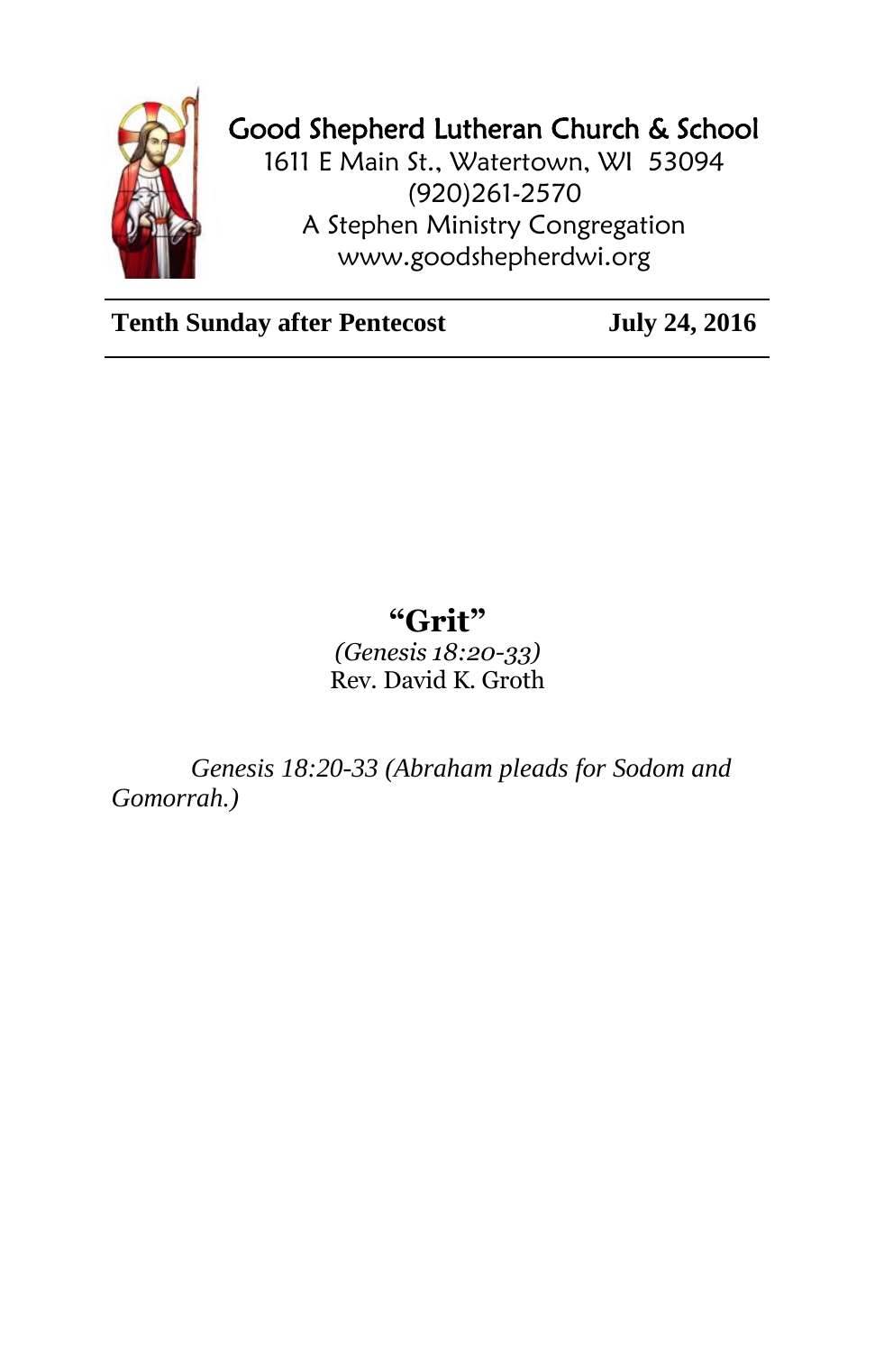# Good Shepherd Lutheran Church & School

1611 E Main St., Watertown, WI 53094
(920)261-2570
A Stephen Ministry Congregation
www.goodshepherdwi.org

**Tenth Sunday after Pentecost** **July 24, 2016**

## "Grit"

*(Genesis 18:20-33)*
Rev. David K. Groth

*Genesis 18:20-33 (Abraham pleads for Sodom and Gomorrah.)*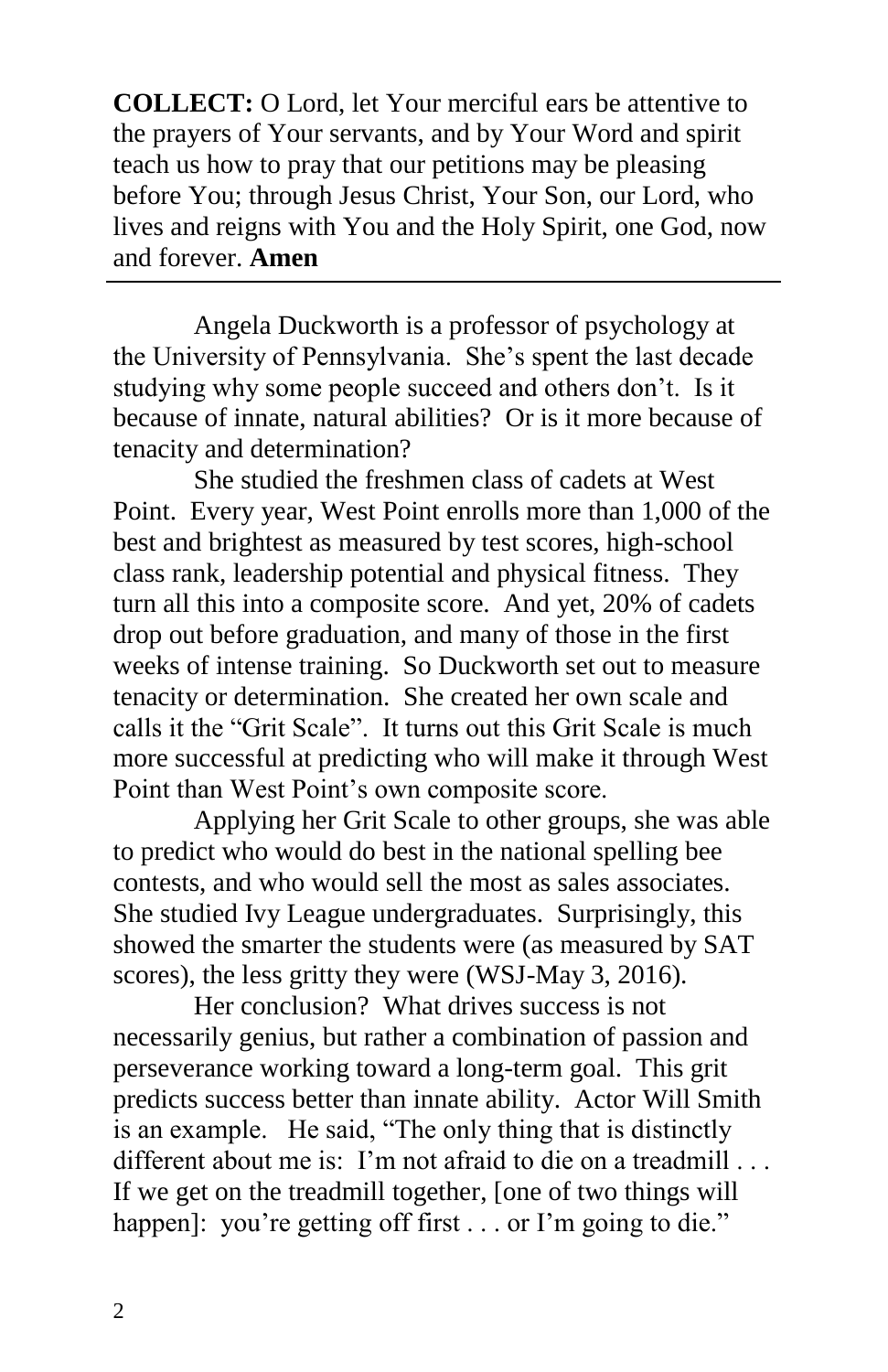**COLLECT:** O Lord, let Your merciful ears be attentive to the prayers of Your servants, and by Your Word and spirit teach us how to pray that our petitions may be pleasing before You; through Jesus Christ, Your Son, our Lord, who lives and reigns with You and the Holy Spirit, one God, now and forever. **Amen**

---

Angela Duckworth is a professor of psychology at the University of Pennsylvania. She's spent the last decade studying why some people succeed and others don't. Is it because of innate, natural abilities? Or is it more because of tenacity and determination?

She studied the freshmen class of cadets at West Point. Every year, West Point enrolls more than 1,000 of the best and brightest as measured by test scores, high-school class rank, leadership potential and physical fitness. They turn all this into a composite score. And yet, 20% of cadets drop out before graduation, and many of those in the first weeks of intense training. So Duckworth set out to measure tenacity or determination. She created her own scale and calls it the "Grit Scale". It turns out this Grit Scale is much more successful at predicting who will make it through West Point than West Point's own composite score.

Applying her Grit Scale to other groups, she was able to predict who would do best in the national spelling bee contests, and who would sell the most as sales associates. She studied Ivy League undergraduates. Surprisingly, this showed the smarter the students were (as measured by SAT scores), the less gritty they were (WSJ-May 3, 2016).

Her conclusion? What drives success is not necessarily genius, but rather a combination of passion and perseverance working toward a long-term goal. This grit predicts success better than innate ability. Actor Will Smith is an example. He said, "The only thing that is distinctly different about me is: I'm not afraid to die on a treadmill . . . If we get on the treadmill together, [one of two things will happen]: you're getting off first . . . or I'm going to die."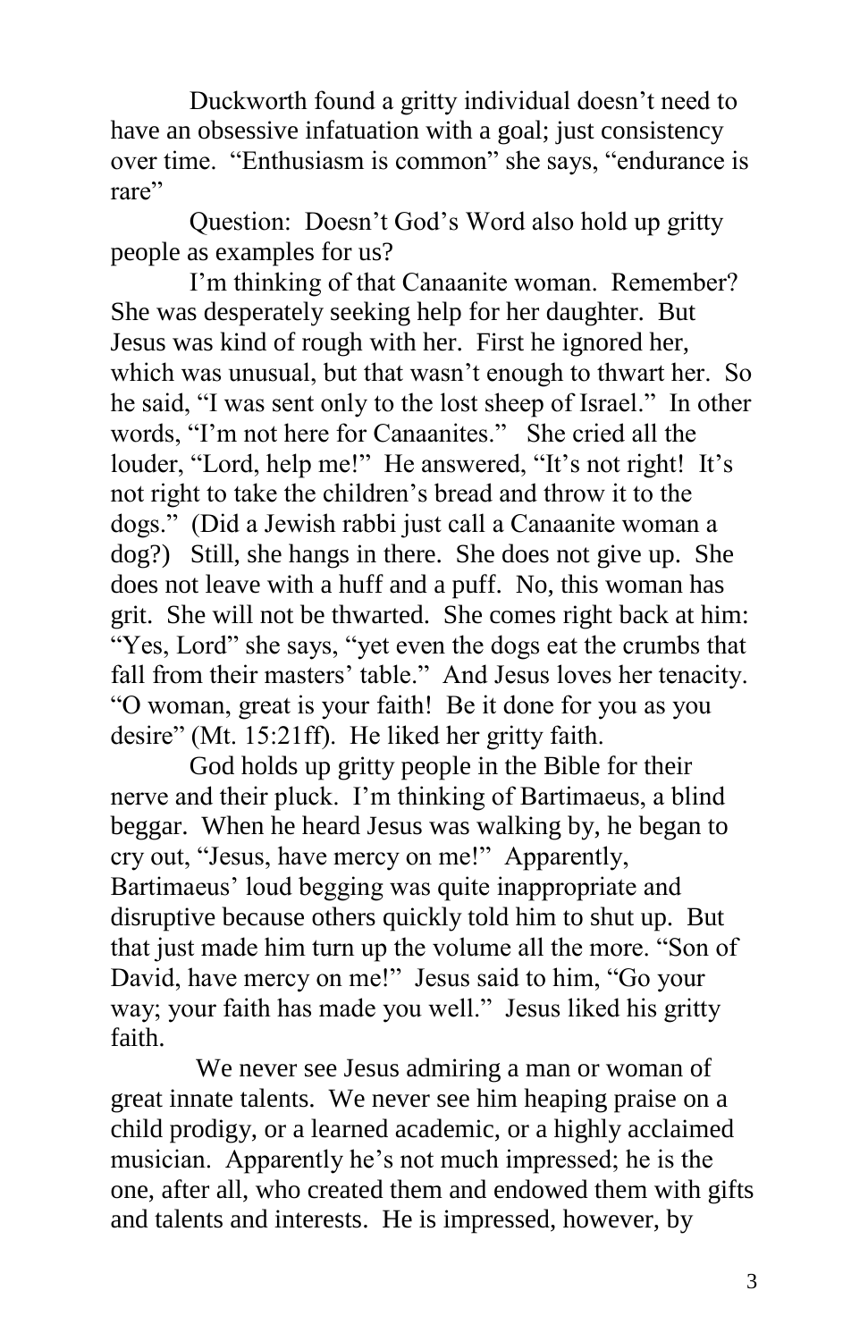Duckworth found a gritty individual doesn't need to have an obsessive infatuation with a goal; just consistency over time. "Enthusiasm is common" she says, "endurance is rare"

Question: Doesn't God's Word also hold up gritty people as examples for us?

I'm thinking of that Canaanite woman. Remember? She was desperately seeking help for her daughter. But Jesus was kind of rough with her. First he ignored her, which was unusual, but that wasn't enough to thwart her. So he said, "I was sent only to the lost sheep of Israel." In other words, "I'm not here for Canaanites." She cried all the louder, "Lord, help me!" He answered, "It's not right! It's not right to take the children's bread and throw it to the dogs." (Did a Jewish rabbi just call a Canaanite woman a dog?) Still, she hangs in there. She does not give up. She does not leave with a huff and a puff. No, this woman has grit. She will not be thwarted. She comes right back at him: "Yes, Lord" she says, "yet even the dogs eat the crumbs that fall from their masters' table." And Jesus loves her tenacity. "O woman, great is your faith! Be it done for you as you desire" (Mt. 15:21ff). He liked her gritty faith.

God holds up gritty people in the Bible for their nerve and their pluck. I'm thinking of Bartimaeus, a blind beggar. When he heard Jesus was walking by, he began to cry out, "Jesus, have mercy on me!" Apparently, Bartimaeus' loud begging was quite inappropriate and disruptive because others quickly told him to shut up. But that just made him turn up the volume all the more. "Son of David, have mercy on me!" Jesus said to him, "Go your way; your faith has made you well." Jesus liked his gritty faith.

We never see Jesus admiring a man or woman of great innate talents. We never see him heaping praise on a child prodigy, or a learned academic, or a highly acclaimed musician. Apparently he's not much impressed; he is the one, after all, who created them and endowed them with gifts and talents and interests. He is impressed, however, by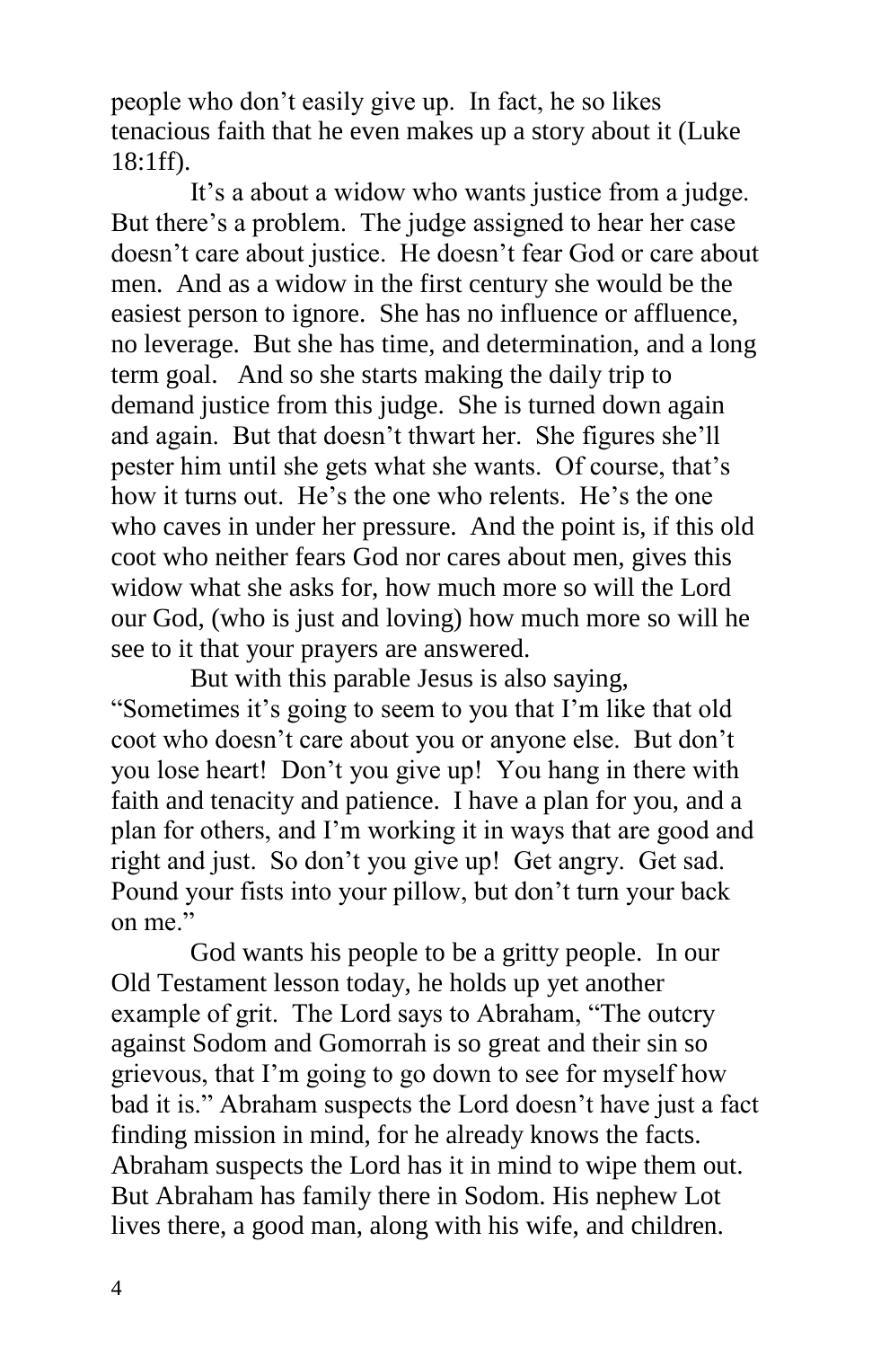people who don't easily give up. In fact, he so likes tenacious faith that he even makes up a story about it (Luke 18:1ff).

It's a about a widow who wants justice from a judge. But there's a problem. The judge assigned to hear her case doesn't care about justice. He doesn't fear God or care about men. And as a widow in the first century she would be the easiest person to ignore. She has no influence or affluence, no leverage. But she has time, and determination, and a long term goal. And so she starts making the daily trip to demand justice from this judge. She is turned down again and again. But that doesn't thwart her. She figures she'll pester him until she gets what she wants. Of course, that's how it turns out. He's the one who relents. He's the one who caves in under her pressure. And the point is, if this old coot who neither fears God nor cares about men, gives this widow what she asks for, how much more so will the Lord our God, (who is just and loving) how much more so will he see to it that your prayers are answered.

But with this parable Jesus is also saying, "Sometimes it's going to seem to you that I'm like that old coot who doesn't care about you or anyone else. But don't you lose heart! Don't you give up! You hang in there with faith and tenacity and patience. I have a plan for you, and a plan for others, and I'm working it in ways that are good and right and just. So don't you give up! Get angry. Get sad. Pound your fists into your pillow, but don't turn your back on me."

God wants his people to be a gritty people. In our Old Testament lesson today, he holds up yet another example of grit. The Lord says to Abraham, "The outcry against Sodom and Gomorrah is so great and their sin so grievous, that I'm going to go down to see for myself how bad it is." Abraham suspects the Lord doesn't have just a fact finding mission in mind, for he already knows the facts. Abraham suspects the Lord has it in mind to wipe them out. But Abraham has family there in Sodom. His nephew Lot lives there, a good man, along with his wife, and children.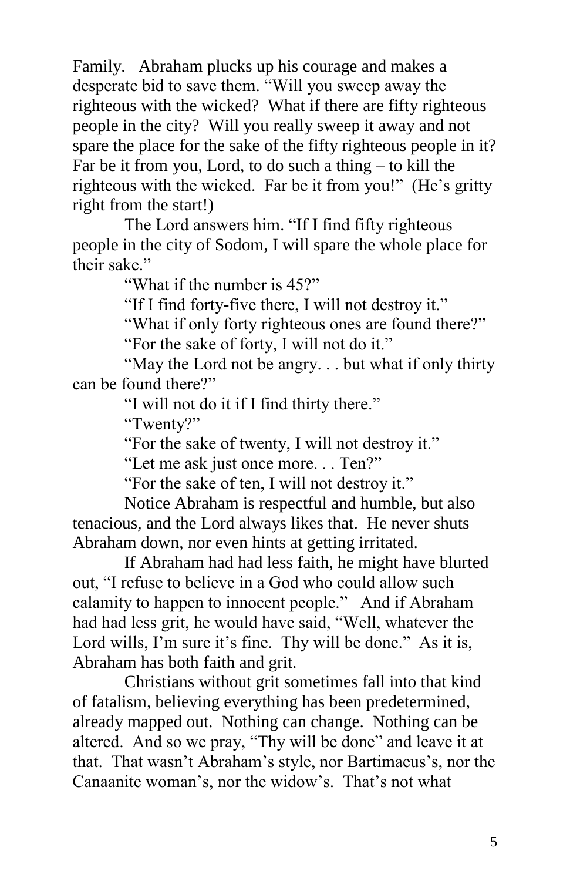Family. Abraham plucks up his courage and makes a desperate bid to save them. "Will you sweep away the righteous with the wicked? What if there are fifty righteous people in the city? Will you really sweep it away and not spare the place for the sake of the fifty righteous people in it? Far be it from you, Lord, to do such a thing – to kill the righteous with the wicked. Far be it from you!" (He's gritty right from the start!)

The Lord answers him. "If I find fifty righteous people in the city of Sodom, I will spare the whole place for their sake."

"What if the number is 45?"

"If I find forty-five there, I will not destroy it."

"What if only forty righteous ones are found there?"

"For the sake of forty, I will not do it."

"May the Lord not be angry. . . but what if only thirty can be found there?"

"I will not do it if I find thirty there."

"Twenty?"

"For the sake of twenty, I will not destroy it."

"Let me ask just once more. . . Ten?"

"For the sake of ten, I will not destroy it."

Notice Abraham is respectful and humble, but also tenacious, and the Lord always likes that. He never shuts Abraham down, nor even hints at getting irritated.

If Abraham had had less faith, he might have blurted out, "I refuse to believe in a God who could allow such calamity to happen to innocent people." And if Abraham had had less grit, he would have said, "Well, whatever the Lord wills, I'm sure it's fine. Thy will be done." As it is, Abraham has both faith and grit.

Christians without grit sometimes fall into that kind of fatalism, believing everything has been predetermined, already mapped out. Nothing can change. Nothing can be altered. And so we pray, "Thy will be done" and leave it at that. That wasn't Abraham's style, nor Bartimaeus's, nor the Canaanite woman's, nor the widow's. That's not what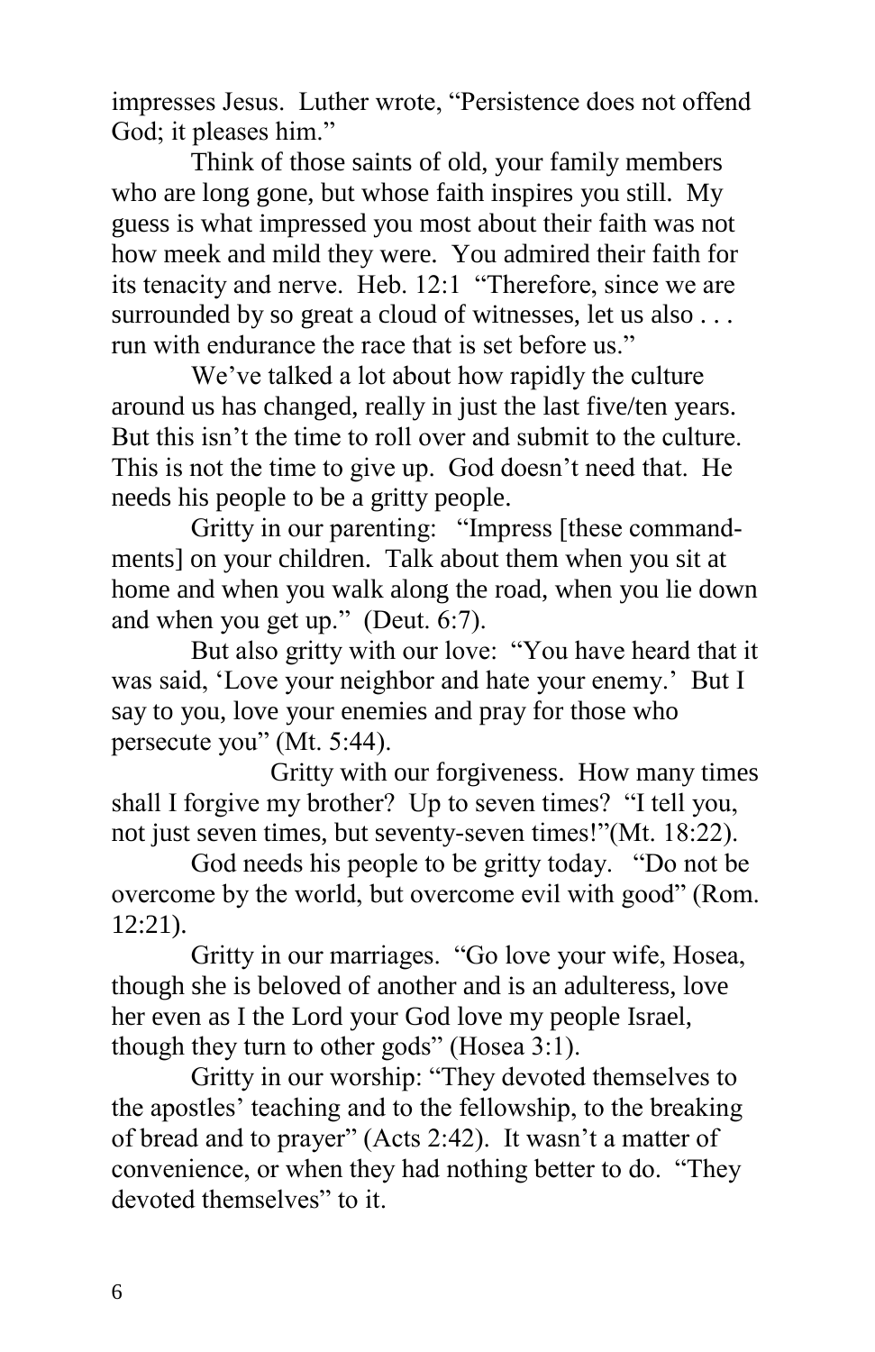impresses Jesus. Luther wrote, "Persistence does not offend God; it pleases him."

Think of those saints of old, your family members who are long gone, but whose faith inspires you still. My guess is what impressed you most about their faith was not how meek and mild they were. You admired their faith for its tenacity and nerve. Heb. 12:1 "Therefore, since we are surrounded by so great a cloud of witnesses, let us also . . . run with endurance the race that is set before us."

We've talked a lot about how rapidly the culture around us has changed, really in just the last five/ten years. But this isn't the time to roll over and submit to the culture. This is not the time to give up. God doesn't need that. He needs his people to be a gritty people.

Gritty in our parenting: "Impress [these commandments] on your children. Talk about them when you sit at home and when you walk along the road, when you lie down and when you get up." (Deut. 6:7).

But also gritty with our love: "You have heard that it was said, 'Love your neighbor and hate your enemy.' But I say to you, love your enemies and pray for those who persecute you" (Mt. 5:44).

Gritty with our forgiveness. How many times shall I forgive my brother? Up to seven times? "I tell you, not just seven times, but seventy-seven times!"(Mt. 18:22).

God needs his people to be gritty today. "Do not be overcome by the world, but overcome evil with good" (Rom. 12:21).

Gritty in our marriages. "Go love your wife, Hosea, though she is beloved of another and is an adulteress, love her even as I the Lord your God love my people Israel, though they turn to other gods" (Hosea 3:1).

Gritty in our worship: "They devoted themselves to the apostles' teaching and to the fellowship, to the breaking of bread and to prayer" (Acts 2:42). It wasn't a matter of convenience, or when they had nothing better to do. "They devoted themselves" to it.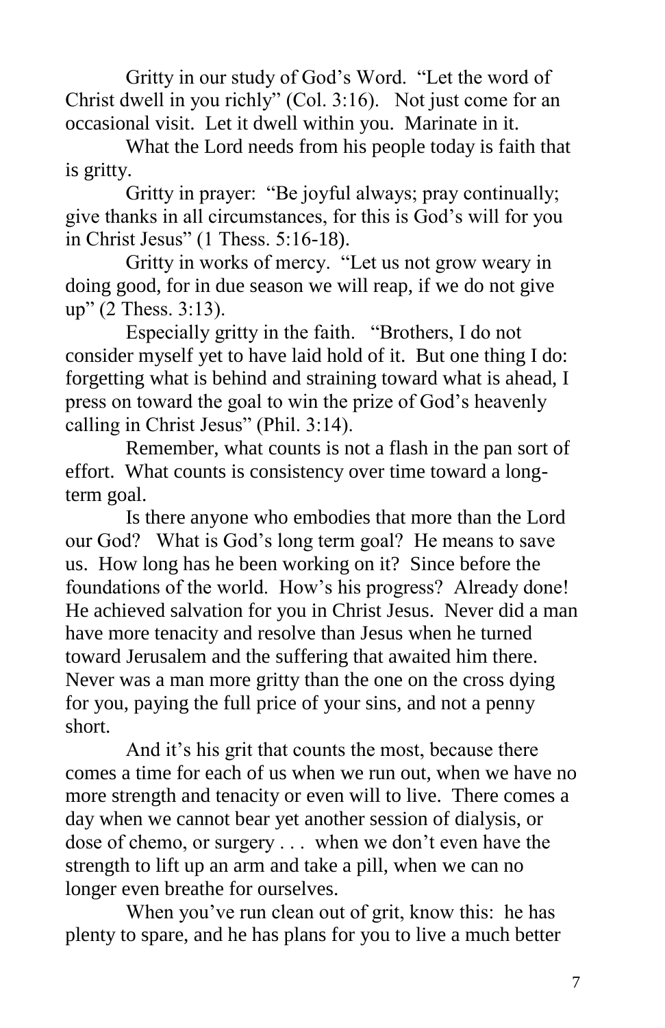Gritty in our study of God's Word. "Let the word of Christ dwell in you richly" (Col. 3:16). Not just come for an occasional visit. Let it dwell within you. Marinate in it.

What the Lord needs from his people today is faith that is gritty.

Gritty in prayer: "Be joyful always; pray continually; give thanks in all circumstances, for this is God's will for you in Christ Jesus" (1 Thess. 5:16-18).

Gritty in works of mercy. "Let us not grow weary in doing good, for in due season we will reap, if we do not give up" (2 Thess. 3:13).

Especially gritty in the faith. "Brothers, I do not consider myself yet to have laid hold of it. But one thing I do: forgetting what is behind and straining toward what is ahead, I press on toward the goal to win the prize of God's heavenly calling in Christ Jesus" (Phil. 3:14).

Remember, what counts is not a flash in the pan sort of effort. What counts is consistency over time toward a long-term goal.

Is there anyone who embodies that more than the Lord our God? What is God's long term goal? He means to save us. How long has he been working on it? Since before the foundations of the world. How's his progress? Already done! He achieved salvation for you in Christ Jesus. Never did a man have more tenacity and resolve than Jesus when he turned toward Jerusalem and the suffering that awaited him there. Never was a man more gritty than the one on the cross dying for you, paying the full price of your sins, and not a penny short.

And it's his grit that counts the most, because there comes a time for each of us when we run out, when we have no more strength and tenacity or even will to live. There comes a day when we cannot bear yet another session of dialysis, or dose of chemo, or surgery . . . when we don't even have the strength to lift up an arm and take a pill, when we can no longer even breathe for ourselves.

When you've run clean out of grit, know this: he has plenty to spare, and he has plans for you to live a much better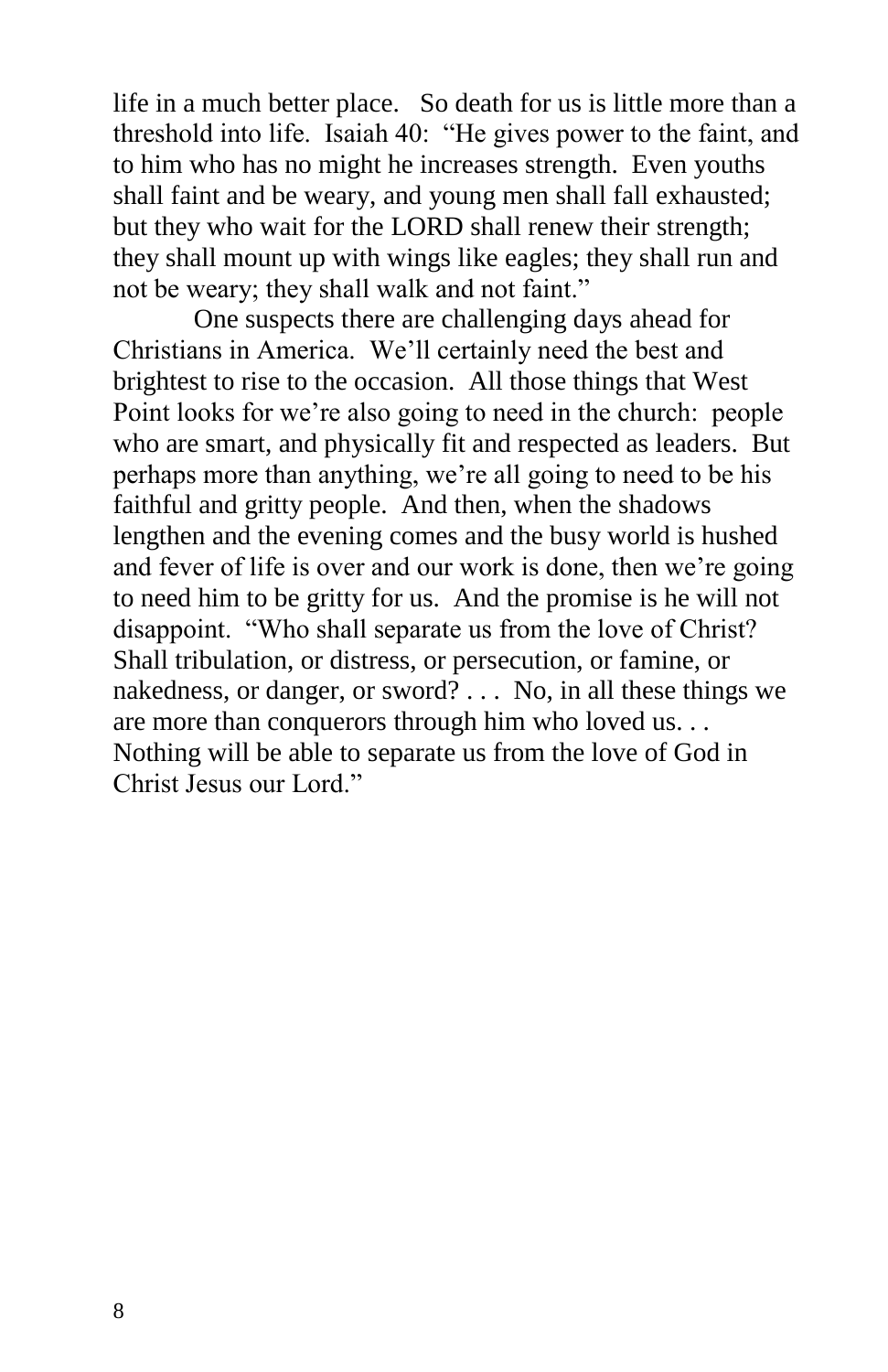life in a much better place. So death for us is little more than a threshold into life. Isaiah 40: "He gives power to the faint, and to him who has no might he increases strength. Even youths shall faint and be weary, and young men shall fall exhausted; but they who wait for the LORD shall renew their strength; they shall mount up with wings like eagles; they shall run and not be weary; they shall walk and not faint."

One suspects there are challenging days ahead for Christians in America. We'll certainly need the best and brightest to rise to the occasion. All those things that West Point looks for we're also going to need in the church: people who are smart, and physically fit and respected as leaders. But perhaps more than anything, we're all going to need to be his faithful and gritty people. And then, when the shadows lengthen and the evening comes and the busy world is hushed and fever of life is over and our work is done, then we're going to need him to be gritty for us. And the promise is he will not disappoint. "Who shall separate us from the love of Christ? Shall tribulation, or distress, or persecution, or famine, or nakedness, or danger, or sword? . . . No, in all these things we are more than conquerors through him who loved us. . . Nothing will be able to separate us from the love of God in Christ Jesus our Lord."